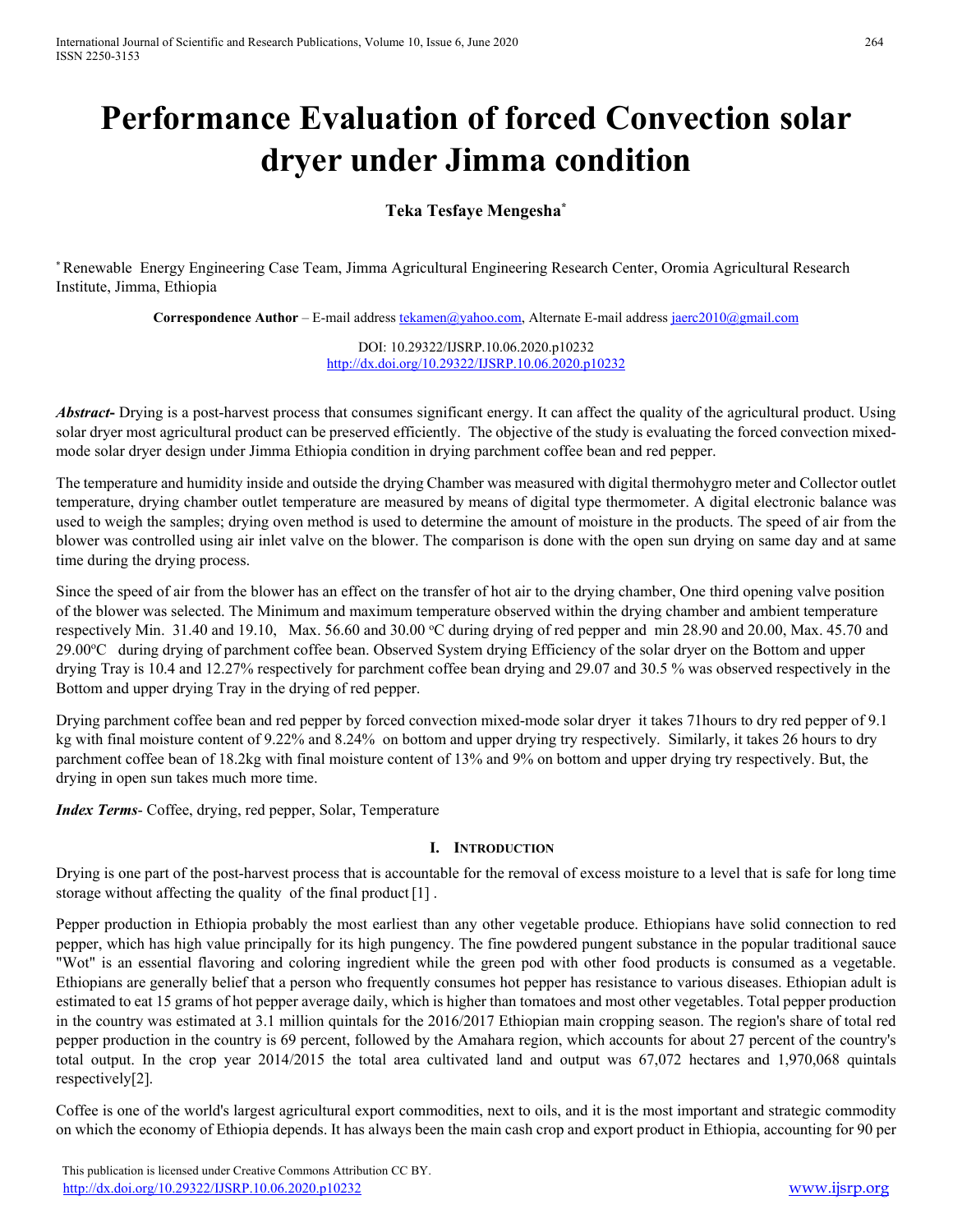# Performance Evaluation of forced Convection solar dryer under Jimma condition

**Teka Tesfaye Mengesha***

* Renewable Energy Engineering Case Team, Jimma Agricultural Engineering Research Center, Oromia Agricultural Research Institute, Jimma, Ethiopia

**Correspondence Author** – E-mail address tekamen@yahoo.com, Alternate E-mail address jaerc2010@gmail.com

DOI: 10.29322/IJSRP.10.06.2020.p10232
http://dx.doi.org/10.29322/IJSRP.10.06.2020.p10232

***Abstract-*** Drying is a post-harvest process that consumes significant energy. It can affect the quality of the agricultural product. Using solar dryer most agricultural product can be preserved efficiently. The objective of the study is evaluating the forced convection mixed-mode solar dryer design under Jimma Ethiopia condition in drying parchment coffee bean and red pepper.

The temperature and humidity inside and outside the drying Chamber was measured with digital thermohygro meter and Collector outlet temperature, drying chamber outlet temperature are measured by means of digital type thermometer. A digital electronic balance was used to weigh the samples; drying oven method is used to determine the amount of moisture in the products. The speed of air from the blower was controlled using air inlet valve on the blower. The comparison is done with the open sun drying on same day and at same time during the drying process.

Since the speed of air from the blower has an effect on the transfer of hot air to the drying chamber, One third opening valve position of the blower was selected. The Minimum and maximum temperature observed within the drying chamber and ambient temperature respectively Min. 31.40 and 19.10, Max. 56.60 and 30.00 $^{o}$C during drying of red pepper and min 28.90 and 20.00, Max. 45.70 and 29.00$^{o}$C during drying of parchment coffee bean. Observed System drying Efficiency of the solar dryer on the Bottom and upper drying Tray is 10.4 and 12.27% respectively for parchment coffee bean drying and 29.07 and 30.5 % was observed respectively in the Bottom and upper drying Tray in the drying of red pepper.

Drying parchment coffee bean and red pepper by forced convection mixed-mode solar dryer it takes 71hours to dry red pepper of 9.1 kg with final moisture content of 9.22% and 8.24% on bottom and upper drying try respectively. Similarly, it takes 26 hours to dry parchment coffee bean of 18.2kg with final moisture content of 13% and 9% on bottom and upper drying try respectively. But, the drying in open sun takes much more time.

***Index Terms*****-** Coffee, drying, red pepper, Solar, Temperature

## I. Introduction

Drying is one part of the post-harvest process that is accountable for the removal of excess moisture to a level that is safe for long time storage without affecting the quality of the final product [1] .

Pepper production in Ethiopia probably the most earliest than any other vegetable produce. Ethiopians have solid connection to red pepper, which has high value principally for its high pungency. The fine powdered pungent substance in the popular traditional sauce "Wot" is an essential flavoring and coloring ingredient while the green pod with other food products is consumed as a vegetable. Ethiopians are generally belief that a person who frequently consumes hot pepper has resistance to various diseases. Ethiopian adult is estimated to eat 15 grams of hot pepper average daily, which is higher than tomatoes and most other vegetables. Total pepper production in the country was estimated at 3.1 million quintals for the 2016/2017 Ethiopian main cropping season. The region's share of total red pepper production in the country is 69 percent, followed by the Amahara region, which accounts for about 27 percent of the country's total output. In the crop year 2014/2015 the total area cultivated land and output was 67,072 hectares and 1,970,068 quintals respectively[2].

Coffee is one of the world's largest agricultural export commodities, next to oils, and it is the most important and strategic commodity on which the economy of Ethiopia depends. It has always been the main cash crop and export product in Ethiopia, accounting for 90 per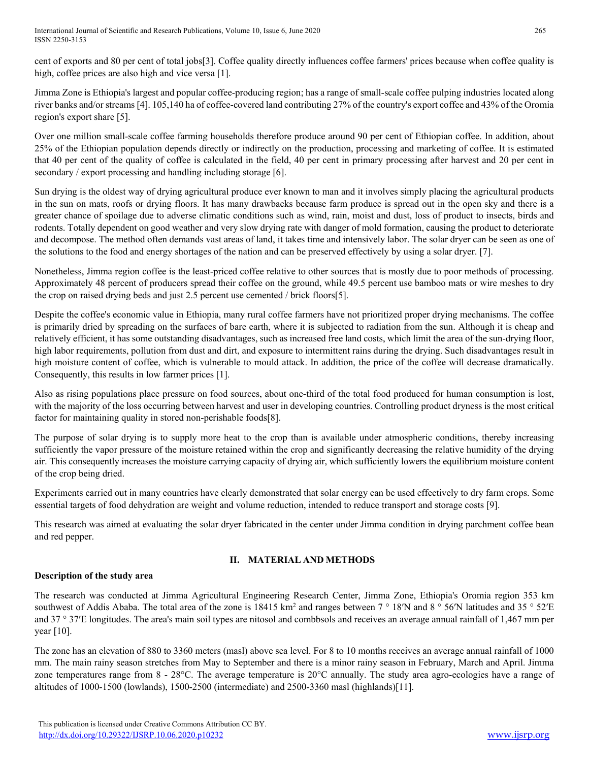cent of exports and 80 per cent of total jobs[3]. Coffee quality directly influences coffee farmers' prices because when coffee quality is high, coffee prices are also high and vice versa [1].

Jimma Zone is Ethiopia's largest and popular coffee-producing region; has a range of small-scale coffee pulping industries located along river banks and/or streams [4]. 105,140 ha of coffee-covered land contributing 27% of the country's export coffee and 43% of the Oromia region's export share [5].

Over one million small-scale coffee farming households therefore produce around 90 per cent of Ethiopian coffee. In addition, about 25% of the Ethiopian population depends directly or indirectly on the production, processing and marketing of coffee. It is estimated that 40 per cent of the quality of coffee is calculated in the field, 40 per cent in primary processing after harvest and 20 per cent in secondary / export processing and handling including storage [6].

Sun drying is the oldest way of drying agricultural produce ever known to man and it involves simply placing the agricultural products in the sun on mats, roofs or drying floors. It has many drawbacks because farm produce is spread out in the open sky and there is a greater chance of spoilage due to adverse climatic conditions such as wind, rain, moist and dust, loss of product to insects, birds and rodents. Totally dependent on good weather and very slow drying rate with danger of mold formation, causing the product to deteriorate and decompose. The method often demands vast areas of land, it takes time and intensively labor. The solar dryer can be seen as one of the solutions to the food and energy shortages of the nation and can be preserved effectively by using a solar dryer. [7].

Nonetheless, Jimma region coffee is the least-priced coffee relative to other sources that is mostly due to poor methods of processing. Approximately 48 percent of producers spread their coffee on the ground, while 49.5 percent use bamboo mats or wire meshes to dry the crop on raised drying beds and just 2.5 percent use cemented / brick floors[5].

Despite the coffee's economic value in Ethiopia, many rural coffee farmers have not prioritized proper drying mechanisms. The coffee is primarily dried by spreading on the surfaces of bare earth, where it is subjected to radiation from the sun. Although it is cheap and relatively efficient, it has some outstanding disadvantages, such as increased free land costs, which limit the area of the sun-drying floor, high labor requirements, pollution from dust and dirt, and exposure to intermittent rains during the drying. Such disadvantages result in high moisture content of coffee, which is vulnerable to mould attack. In addition, the price of the coffee will decrease dramatically. Consequently, this results in low farmer prices [1].

Also as rising populations place pressure on food sources, about one-third of the total food produced for human consumption is lost, with the majority of the loss occurring between harvest and user in developing countries. Controlling product dryness is the most critical factor for maintaining quality in stored non-perishable foods[8].

The purpose of solar drying is to supply more heat to the crop than is available under atmospheric conditions, thereby increasing sufficiently the vapor pressure of the moisture retained within the crop and significantly decreasing the relative humidity of the drying air. This consequently increases the moisture carrying capacity of drying air, which sufficiently lowers the equilibrium moisture content of the crop being dried.

Experiments carried out in many countries have clearly demonstrated that solar energy can be used effectively to dry farm crops. Some essential targets of food dehydration are weight and volume reduction, intended to reduce transport and storage costs [9].

This research was aimed at evaluating the solar dryer fabricated in the center under Jimma condition in drying parchment coffee bean and red pepper.

## II. MATERIAL AND METHODS

**Description of the study area**

The research was conducted at Jimma Agricultural Engineering Research Center, Jimma Zone, Ethiopia's Oromia region 353 km southwest of Addis Ababa. The total area of the zone is 18415 km$^2$ and ranges between 7 ° 18′N and 8 ° 56′N latitudes and 35 ° 52′E and 37 ° 37′E longitudes. The area's main soil types are nitosol and combbsols and receives an average annual rainfall of 1,467 mm per year [10].

The zone has an elevation of 880 to 3360 meters (masl) above sea level. For 8 to 10 months receives an average annual rainfall of 1000 mm. The main rainy season stretches from May to September and there is a minor rainy season in February, March and April. Jimma zone temperatures range from 8 - 28°C. The average temperature is 20°C annually. The study area agro-ecologies have a range of altitudes of 1000-1500 (lowlands), 1500-2500 (intermediate) and 2500-3360 masl (highlands)[11].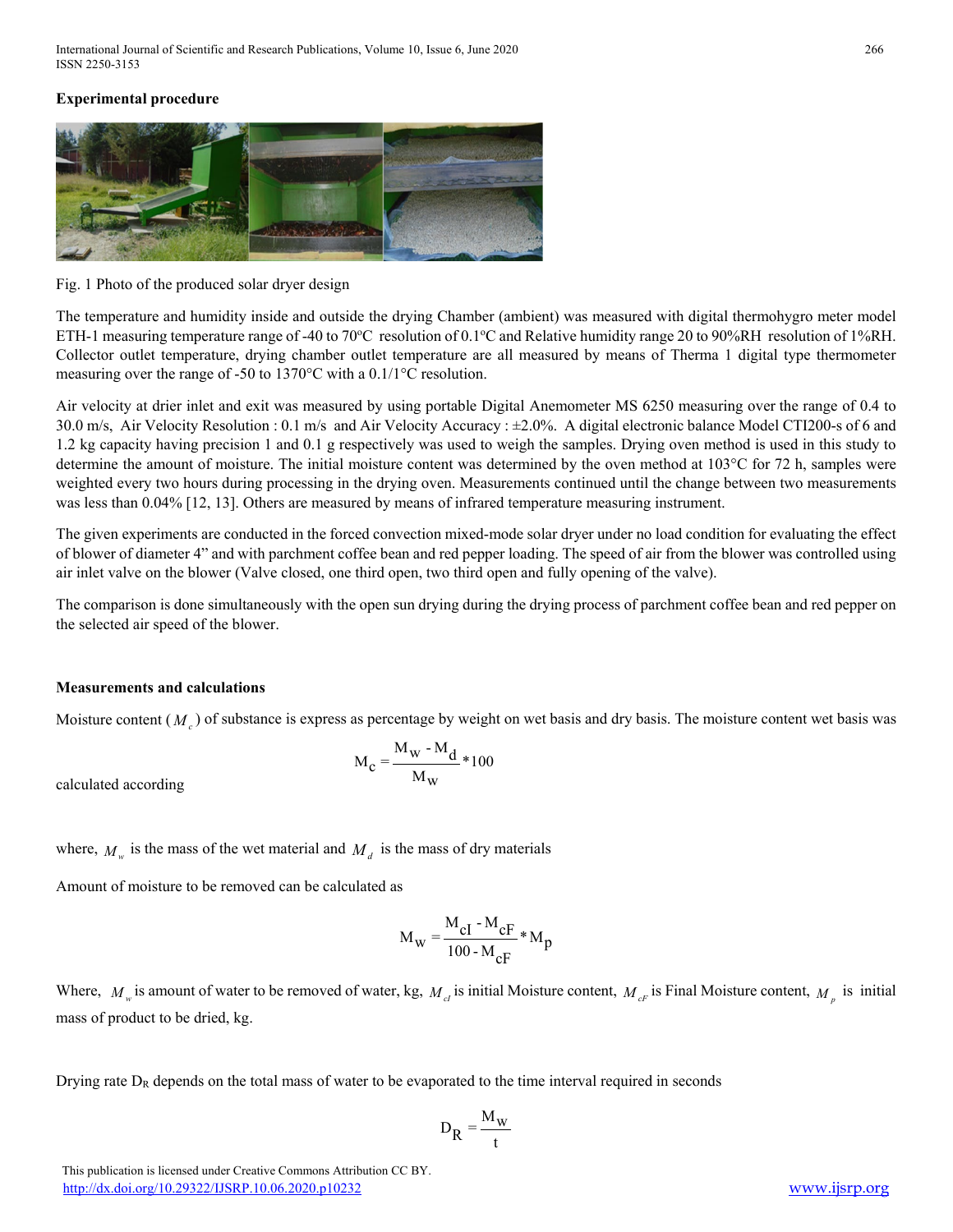**Experimental procedure**

Fig. 1 Photo of the produced solar dryer design

The temperature and humidity inside and outside the drying Chamber (ambient) was measured with digital thermohygro meter model ETH-1 measuring temperature range of -40 to 70ºC resolution of 0.1ºC and Relative humidity range 20 to 90%RH resolution of 1%RH. Collector outlet temperature, drying chamber outlet temperature are all measured by means of Therma 1 digital type thermometer measuring over the range of -50 to 1370°C with a 0.1/1°C resolution.

Air velocity at drier inlet and exit was measured by using portable Digital Anemometer MS 6250 measuring over the range of 0.4 to 30.0 m/s, Air Velocity Resolution : 0.1 m/s and Air Velocity Accuracy : ±2.0%. A digital electronic balance Model CTI200-s of 6 and 1.2 kg capacity having precision 1 and 0.1 g respectively was used to weigh the samples. Drying oven method is used in this study to determine the amount of moisture. The initial moisture content was determined by the oven method at 103°C for 72 h, samples were weighted every two hours during processing in the drying oven. Measurements continued until the change between two measurements was less than 0.04% [12, 13]. Others are measured by means of infrared temperature measuring instrument.

The given experiments are conducted in the forced convection mixed-mode solar dryer under no load condition for evaluating the effect of blower of diameter 4" and with parchment coffee bean and red pepper loading. The speed of air from the blower was controlled using air inlet valve on the blower (Valve closed, one third open, two third open and fully opening of the valve).

The comparison is done simultaneously with the open sun drying during the drying process of parchment coffee bean and red pepper on the selected air speed of the blower.

**Measurements and calculations**

Moisture content ($M_c$) of substance is express as percentage by weight on wet basis and dry basis. The moisture content wet basis was calculated according

$$M_c = \frac{M_w - M_d}{M_w} * 100$$

where, $M_w$ is the mass of the wet material and $M_d$ is the mass of dry materials

Amount of moisture to be removed can be calculated as

$$M_w = \frac{M_{cI} - M_{cF}}{100 - M_{cF}} * M_p$$

Where, $M_w$ is amount of water to be removed of water, kg, $M_{cI}$ is initial Moisture content, $M_{cF}$ is Final Moisture content, $M_p$ is initial mass of product to be dried, kg.

Drying rate $D_R$ depends on the total mass of water to be evaporated to the time interval required in seconds

$$D_R = \frac{M_w}{t}$$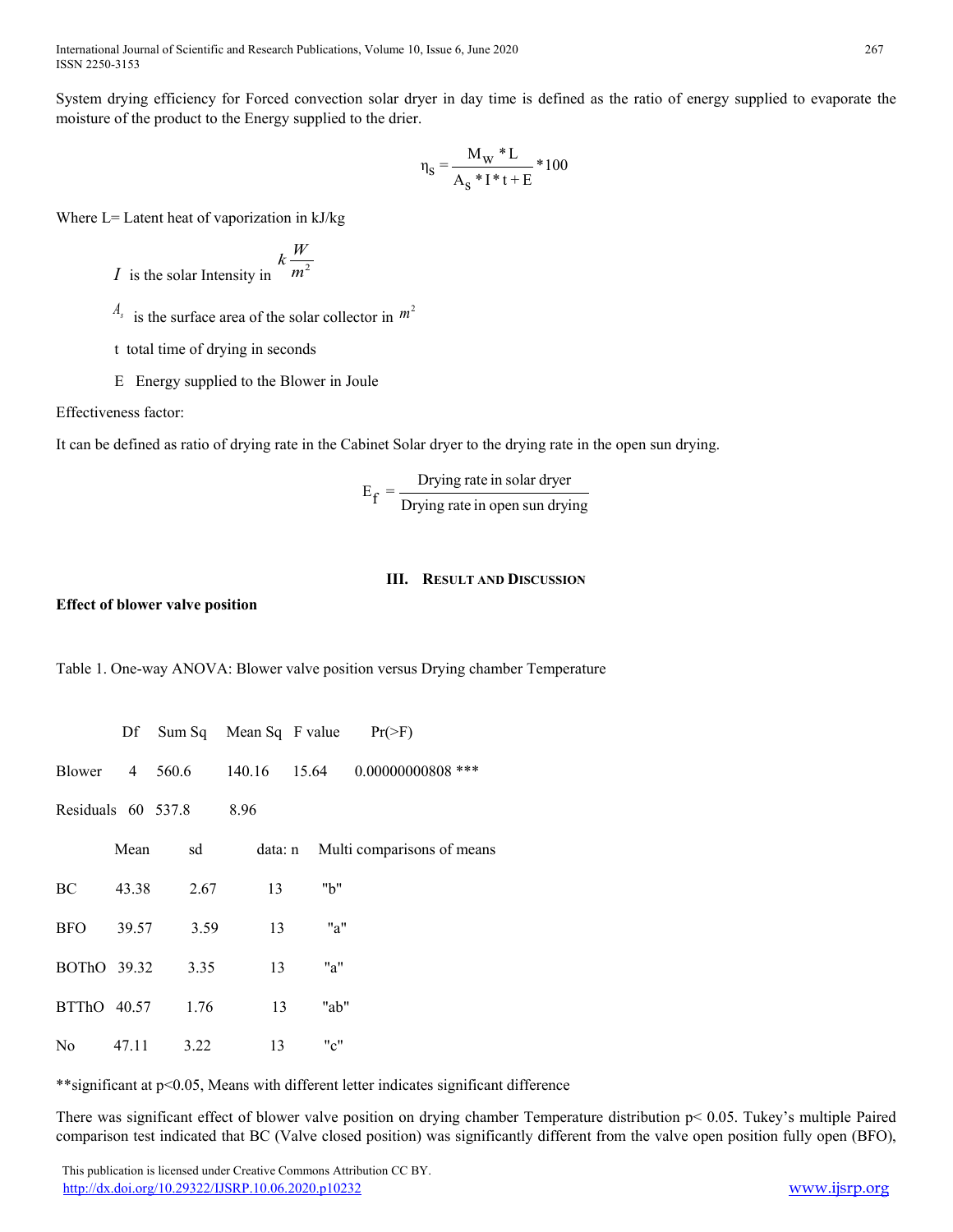System drying efficiency for Forced convection solar dryer in day time is defined as the ratio of energy supplied to evaporate the moisture of the product to the Energy supplied to the drier.

$$\eta_S = \frac{M_W * L}{A_S * I * t + E} * 100$$

Where L= Latent heat of vaporization in kJ/kg

$I$ is the solar Intensity in $k\frac{W}{m^2}$

$A_s$ is the surface area of the solar collector in $m^2$

t total time of drying in seconds

E Energy supplied to the Blower in Joule

Effectiveness factor:

It can be defined as ratio of drying rate in the Cabinet Solar dryer to the drying rate in the open sun drying.

$$E_f = \frac{\text{Drying rate in solar dryer}}{\text{Drying rate in open sun drying}}$$

## III. Result and Discussion

**Effect of blower valve position**

Table 1. One-way ANOVA: Blower valve position versus Drying chamber Temperature

| | Df | Sum Sq | Mean Sq | F value | Pr(>F) |
|---|---|---|---|---|---|
| Blower | 4 | 560.6 | 140.16 | 15.64 | 0.00000000808 *** |
| Residuals | 60 | 537.8 | 8.96 | | |

| | Mean | sd | data: n | Multi comparisons of means |
|---|---|---|---|---|
| BC | 43.38 | 2.67 | 13 | "b" |
| BFO | 39.57 | 3.59 | 13 | "a" |
| BOThO | 39.32 | 3.35 | 13 | "a" |
| BTThO | 40.57 | 1.76 | 13 | "ab" |
| No | 47.11 | 3.22 | 13 | "c" |

**significant at p<0.05, Means with different letter indicates significant difference

There was significant effect of blower valve position on drying chamber Temperature distribution p< 0.05. Tukey's multiple Paired comparison test indicated that BC (Valve closed position) was significantly different from the valve open position fully open (BFO),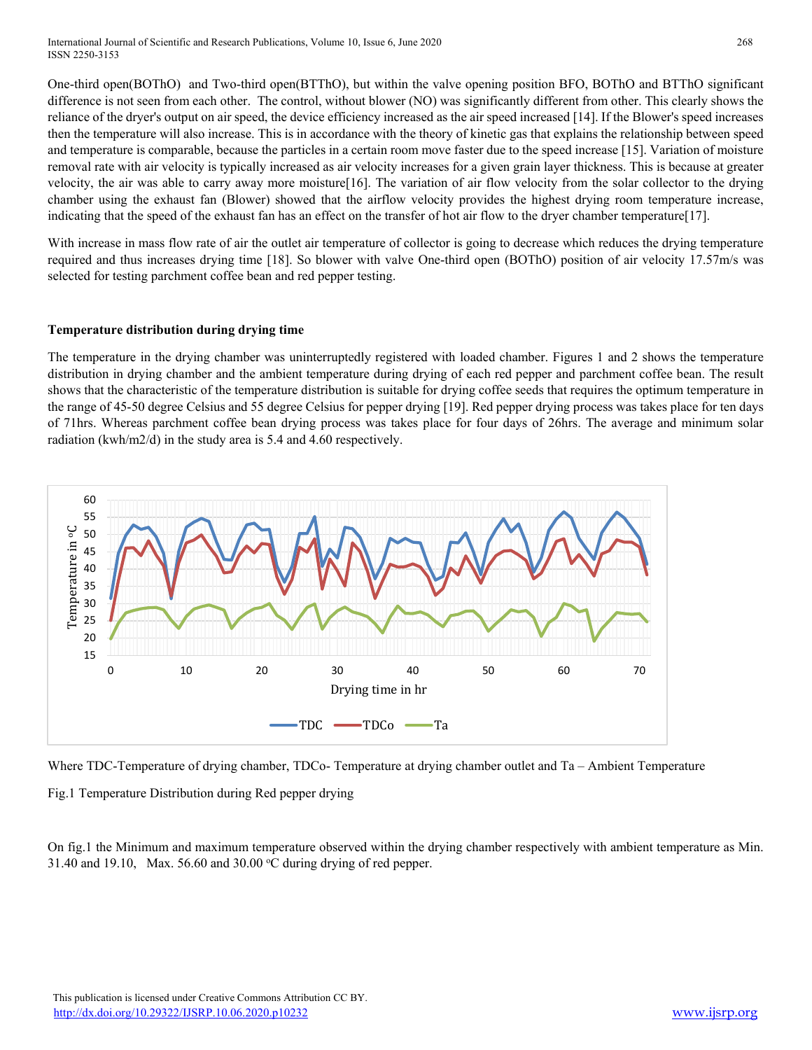One-third open(BOThO) and Two-third open(BTThO), but within the valve opening position BFO, BOThO and BTThO significant difference is not seen from each other. The control, without blower (NO) was significantly different from other. This clearly shows the reliance of the dryer's output on air speed, the device efficiency increased as the air speed increased [14]. If the Blower's speed increases then the temperature will also increase. This is in accordance with the theory of kinetic gas that explains the relationship between speed and temperature is comparable, because the particles in a certain room move faster due to the speed increase [15]. Variation of moisture removal rate with air velocity is typically increased as air velocity increases for a given grain layer thickness. This is because at greater velocity, the air was able to carry away more moisture[16]. The variation of air flow velocity from the solar collector to the drying chamber using the exhaust fan (Blower) showed that the airflow velocity provides the highest drying room temperature increase, indicating that the speed of the exhaust fan has an effect on the transfer of hot air flow to the dryer chamber temperature[17].

With increase in mass flow rate of air the outlet air temperature of collector is going to decrease which reduces the drying temperature required and thus increases drying time [18]. So blower with valve One-third open (BOThO) position of air velocity 17.57m/s was selected for testing parchment coffee bean and red pepper testing.

### Temperature distribution during drying time

The temperature in the drying chamber was uninterruptedly registered with loaded chamber. Figures 1 and 2 shows the temperature distribution in drying chamber and the ambient temperature during drying of each red pepper and parchment coffee bean. The result shows that the characteristic of the temperature distribution is suitable for drying coffee seeds that requires the optimum temperature in the range of 45-50 degree Celsius and 55 degree Celsius for pepper drying [19]. Red pepper drying process was takes place for ten days of 71hrs. Whereas parchment coffee bean drying process was takes place for four days of 26hrs. The average and minimum solar radiation (kwh/m2/d) in the study area is 5.4 and 4.60 respectively.

Where TDC-Temperature of drying chamber, TDCo- Temperature at drying chamber outlet and Ta – Ambient Temperature

Fig.1 Temperature Distribution during Red pepper drying

On fig.1 the Minimum and maximum temperature observed within the drying chamber respectively with ambient temperature as Min. 31.40 and 19.10, Max. 56.60 and 30.00 °C during drying of red pepper.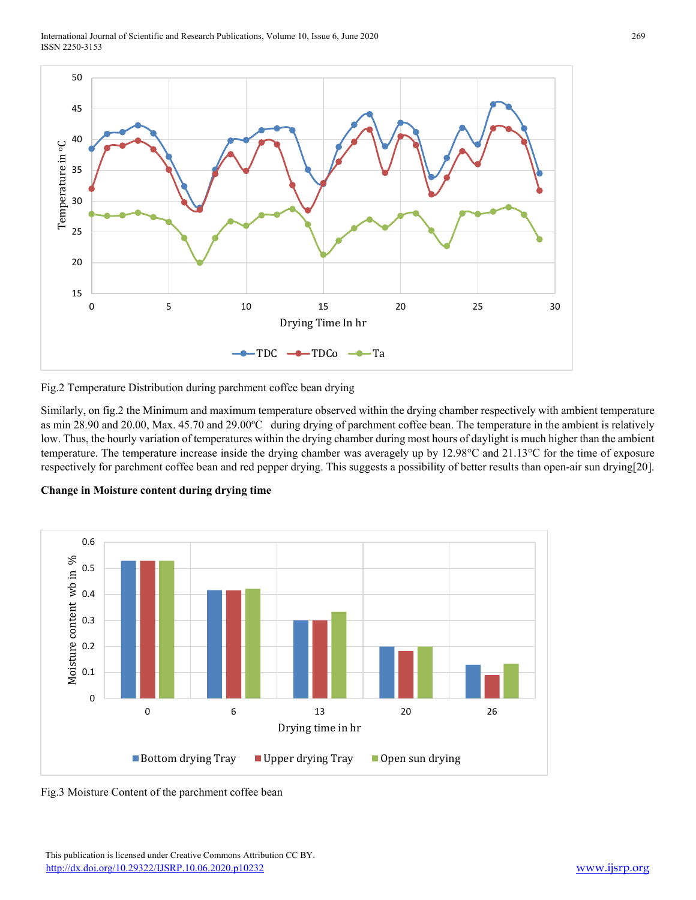Fig.2 Temperature Distribution during parchment coffee bean drying

Similarly, on fig.2 the Minimum and maximum temperature observed within the drying chamber respectively with ambient temperature as min 28.90 and 20.00, Max. 45.70 and 29.00°C during drying of parchment coffee bean. The temperature in the ambient is relatively low. Thus, the hourly variation of temperatures within the drying chamber during most hours of daylight is much higher than the ambient temperature. The temperature increase inside the drying chamber was averagely up by 12.98°C and 21.13°C for the time of exposure respectively for parchment coffee bean and red pepper drying. This suggests a possibility of better results than open-air sun drying[20].

**Change in Moisture content during drying time**

Fig.3 Moisture Content of the parchment coffee bean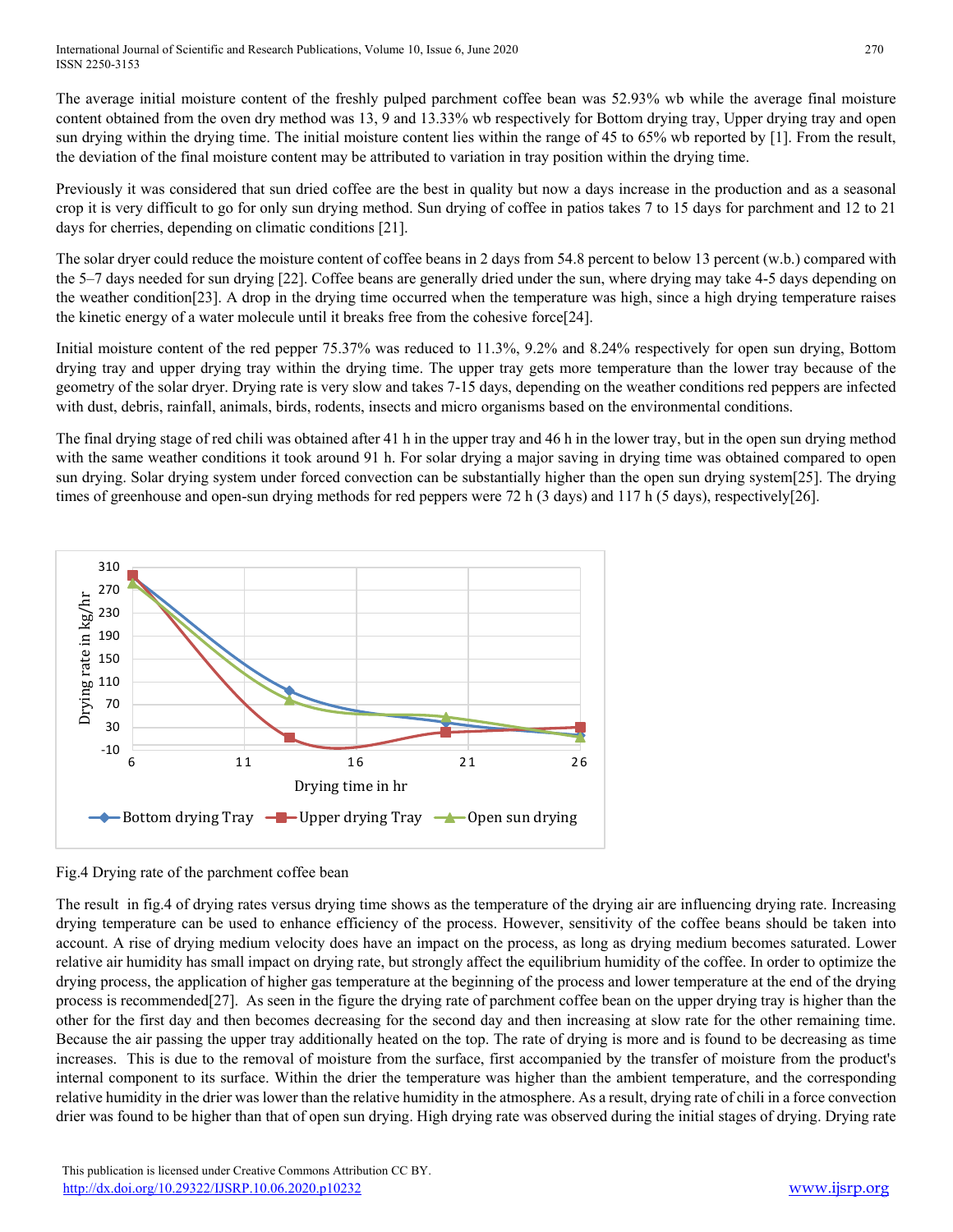The average initial moisture content of the freshly pulped parchment coffee bean was 52.93% wb while the average final moisture content obtained from the oven dry method was 13, 9 and 13.33% wb respectively for Bottom drying tray, Upper drying tray and open sun drying within the drying time. The initial moisture content lies within the range of 45 to 65% wb reported by [1]. From the result, the deviation of the final moisture content may be attributed to variation in tray position within the drying time.

Previously it was considered that sun dried coffee are the best in quality but now a days increase in the production and as a seasonal crop it is very difficult to go for only sun drying method. Sun drying of coffee in patios takes 7 to 15 days for parchment and 12 to 21 days for cherries, depending on climatic conditions [21].

The solar dryer could reduce the moisture content of coffee beans in 2 days from 54.8 percent to below 13 percent (w.b.) compared with the 5–7 days needed for sun drying [22]. Coffee beans are generally dried under the sun, where drying may take 4-5 days depending on the weather condition[23]. A drop in the drying time occurred when the temperature was high, since a high drying temperature raises the kinetic energy of a water molecule until it breaks free from the cohesive force[24].

Initial moisture content of the red pepper 75.37% was reduced to 11.3%, 9.2% and 8.24% respectively for open sun drying, Bottom drying tray and upper drying tray within the drying time. The upper tray gets more temperature than the lower tray because of the geometry of the solar dryer. Drying rate is very slow and takes 7-15 days, depending on the weather conditions red peppers are infected with dust, debris, rainfall, animals, birds, rodents, insects and micro organisms based on the environmental conditions.

The final drying stage of red chili was obtained after 41 h in the upper tray and 46 h in the lower tray, but in the open sun drying method with the same weather conditions it took around 91 h. For solar drying a major saving in drying time was obtained compared to open sun drying. Solar drying system under forced convection can be substantially higher than the open sun drying system[25]. The drying times of greenhouse and open-sun drying methods for red peppers were 72 h (3 days) and 117 h (5 days), respectively[26].

Fig.4 Drying rate of the parchment coffee bean

The result in fig.4 of drying rates versus drying time shows as the temperature of the drying air are influencing drying rate. Increasing drying temperature can be used to enhance efficiency of the process. However, sensitivity of the coffee beans should be taken into account. A rise of drying medium velocity does have an impact on the process, as long as drying medium becomes saturated. Lower relative air humidity has small impact on drying rate, but strongly affect the equilibrium humidity of the coffee. In order to optimize the drying process, the application of higher gas temperature at the beginning of the process and lower temperature at the end of the drying process is recommended[27]. As seen in the figure the drying rate of parchment coffee bean on the upper drying tray is higher than the other for the first day and then becomes decreasing for the second day and then increasing at slow rate for the other remaining time. Because the air passing the upper tray additionally heated on the top. The rate of drying is more and is found to be decreasing as time increases. This is due to the removal of moisture from the surface, first accompanied by the transfer of moisture from the product's internal component to its surface. Within the drier the temperature was higher than the ambient temperature, and the corresponding relative humidity in the drier was lower than the relative humidity in the atmosphere. As a result, drying rate of chili in a force convection drier was found to be higher than that of open sun drying. High drying rate was observed during the initial stages of drying. Drying rate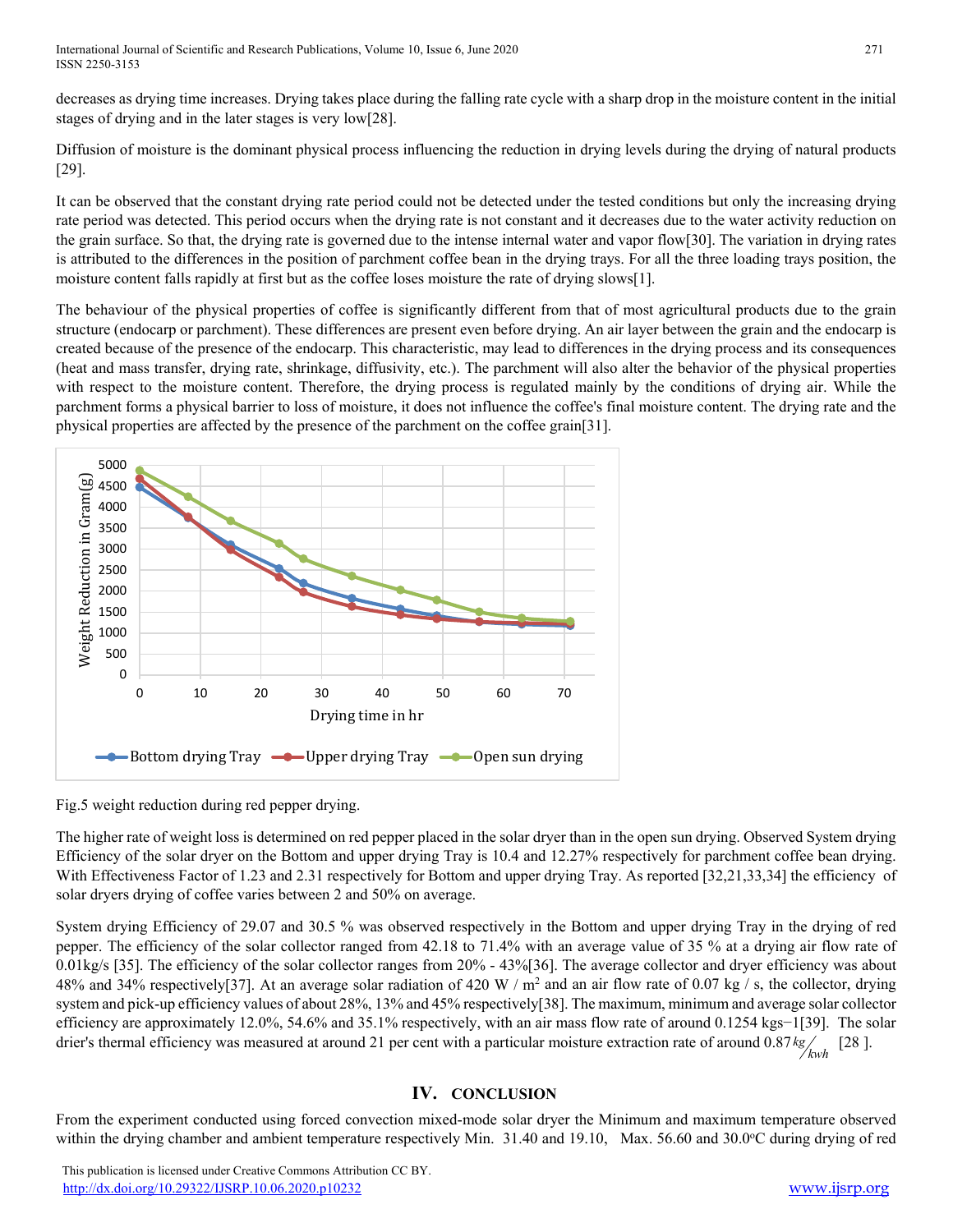decreases as drying time increases. Drying takes place during the falling rate cycle with a sharp drop in the moisture content in the initial stages of drying and in the later stages is very low[28].

Diffusion of moisture is the dominant physical process influencing the reduction in drying levels during the drying of natural products [29].

It can be observed that the constant drying rate period could not be detected under the tested conditions but only the increasing drying rate period was detected. This period occurs when the drying rate is not constant and it decreases due to the water activity reduction on the grain surface. So that, the drying rate is governed due to the intense internal water and vapor flow[30]. The variation in drying rates is attributed to the differences in the position of parchment coffee bean in the drying trays. For all the three loading trays position, the moisture content falls rapidly at first but as the coffee loses moisture the rate of drying slows[1].

The behaviour of the physical properties of coffee is significantly different from that of most agricultural products due to the grain structure (endocarp or parchment). These differences are present even before drying. An air layer between the grain and the endocarp is created because of the presence of the endocarp. This characteristic, may lead to differences in the drying process and its consequences (heat and mass transfer, drying rate, shrinkage, diffusivity, etc.). The parchment will also alter the behavior of the physical properties with respect to the moisture content. Therefore, the drying process is regulated mainly by the conditions of drying air. While the parchment forms a physical barrier to loss of moisture, it does not influence the coffee's final moisture content. The drying rate and the physical properties are affected by the presence of the parchment on the coffee grain[31].

Fig.5 weight reduction during red pepper drying.

The higher rate of weight loss is determined on red pepper placed in the solar dryer than in the open sun drying. Observed System drying Efficiency of the solar dryer on the Bottom and upper drying Tray is 10.4 and 12.27% respectively for parchment coffee bean drying. With Effectiveness Factor of 1.23 and 2.31 respectively for Bottom and upper drying Tray. As reported [32,21,33,34] the efficiency of solar dryers drying of coffee varies between 2 and 50% on average.

System drying Efficiency of 29.07 and 30.5 % was observed respectively in the Bottom and upper drying Tray in the drying of red pepper. The efficiency of the solar collector ranged from 42.18 to 71.4% with an average value of 35 % at a drying air flow rate of 0.01kg/s [35]. The efficiency of the solar collector ranges from 20% - 43%[36]. The average collector and dryer efficiency was about 48% and 34% respectively[37]. At an average solar radiation of 420 W / $m^2$ and an air flow rate of 0.07 kg / s, the collector, drying system and pick-up efficiency values of about 28%, 13% and 45% respectively[38]. The maximum, minimum and average solar collector efficiency are approximately 12.0%, 54.6% and 35.1% respectively, with an air mass flow rate of around 0.1254 $kgs^{-1}$[39]. The solar drier's thermal efficiency was measured at around 21 per cent with a particular moisture extraction rate of around 0.87 $kg/_{kwh}$ [28 ].

## IV. CONCLUSION

From the experiment conducted using forced convection mixed-mode solar dryer the Minimum and maximum temperature observed within the drying chamber and ambient temperature respectively Min. 31.40 and 19.10, Max. 56.60 and 30.0$^{o}$C during drying of red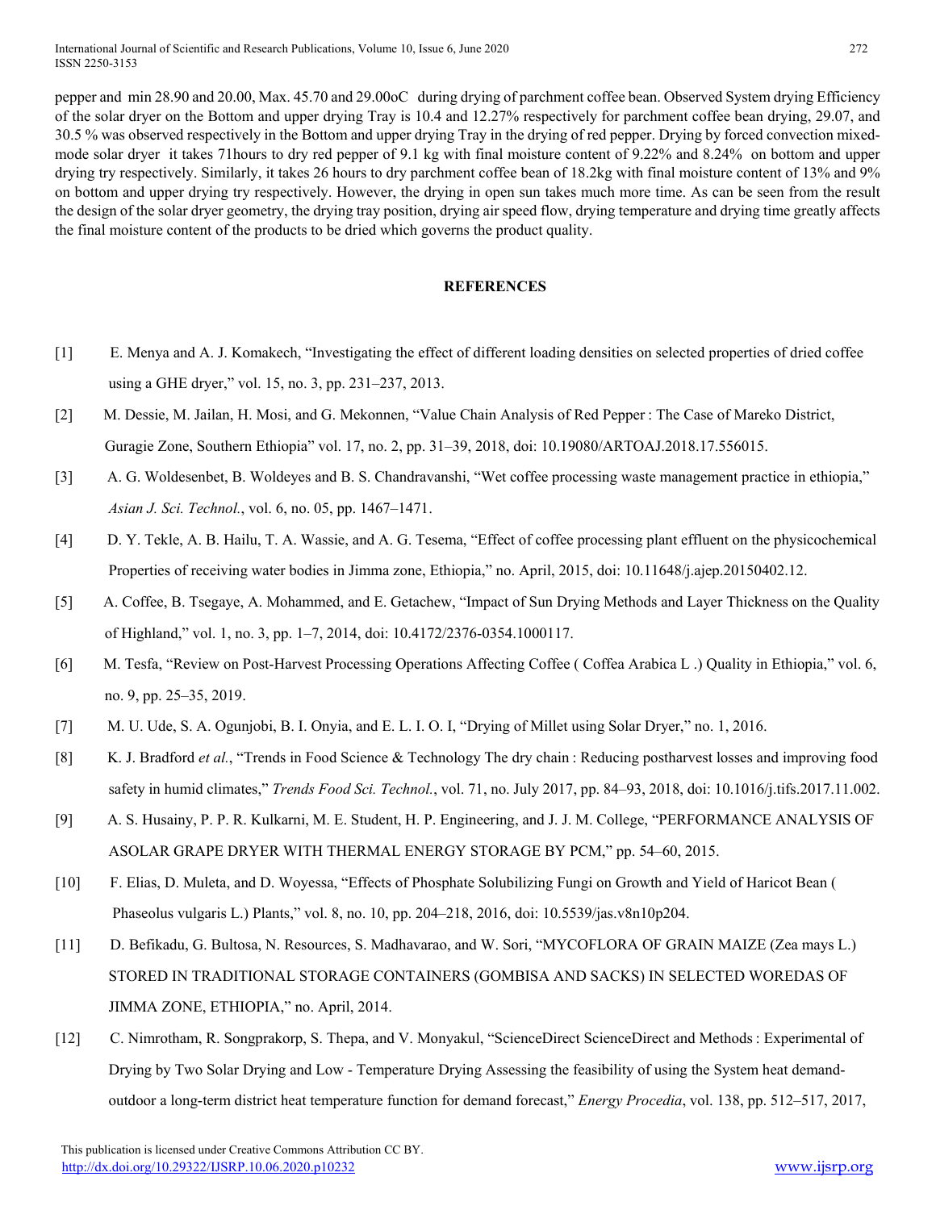pepper and min 28.90 and 20.00, Max. 45.70 and 29.00oC during drying of parchment coffee bean. Observed System drying Efficiency of the solar dryer on the Bottom and upper drying Tray is 10.4 and 12.27% respectively for parchment coffee bean drying, 29.07, and 30.5 % was observed respectively in the Bottom and upper drying Tray in the drying of red pepper. Drying by forced convection mixed-mode solar dryer it takes 71hours to dry red pepper of 9.1 kg with final moisture content of 9.22% and 8.24% on bottom and upper drying try respectively. Similarly, it takes 26 hours to dry parchment coffee bean of 18.2kg with final moisture content of 13% and 9% on bottom and upper drying try respectively. However, the drying in open sun takes much more time. As can be seen from the result the design of the solar dryer geometry, the drying tray position, drying air speed flow, drying temperature and drying time greatly affects the final moisture content of the products to be dried which governs the product quality.

## REFERENCES

[1] E. Menya and A. J. Komakech, "Investigating the effect of different loading densities on selected properties of dried coffee using a GHE dryer," vol. 15, no. 3, pp. 231–237, 2013.

[2] M. Dessie, M. Jailan, H. Mosi, and G. Mekonnen, "Value Chain Analysis of Red Pepper : The Case of Mareko District, Guragie Zone, Southern Ethiopia" vol. 17, no. 2, pp. 31–39, 2018, doi: 10.19080/ARTOAJ.2018.17.556015.

[3] A. G. Woldesenbet, B. Woldeyes and B. S. Chandravanshi, "Wet coffee processing waste management practice in ethiopia," *Asian J. Sci. Technol.*, vol. 6, no. 05, pp. 1467–1471.

[4] D. Y. Tekle, A. B. Hailu, T. A. Wassie, and A. G. Tesema, "Effect of coffee processing plant effluent on the physicochemical Properties of receiving water bodies in Jimma zone, Ethiopia," no. April, 2015, doi: 10.11648/j.ajep.20150402.12.

[5] A. Coffee, B. Tsegaye, A. Mohammed, and E. Getachew, "Impact of Sun Drying Methods and Layer Thickness on the Quality of Highland," vol. 1, no. 3, pp. 1–7, 2014, doi: 10.4172/2376-0354.1000117.

[6] M. Tesfa, "Review on Post-Harvest Processing Operations Affecting Coffee ( Coffea Arabica L .) Quality in Ethiopia," vol. 6, no. 9, pp. 25–35, 2019.

[7] M. U. Ude, S. A. Ogunjobi, B. I. Onyia, and E. L. I. O. I, "Drying of Millet using Solar Dryer," no. 1, 2016.

[8] K. J. Bradford *et al.*, "Trends in Food Science & Technology The dry chain : Reducing postharvest losses and improving food safety in humid climates," *Trends Food Sci. Technol.*, vol. 71, no. July 2017, pp. 84–93, 2018, doi: 10.1016/j.tifs.2017.11.002.

[9] A. S. Husainy, P. P. R. Kulkarni, M. E. Student, H. P. Engineering, and J. J. M. College, "PERFORMANCE ANALYSIS OF ASOLAR GRAPE DRYER WITH THERMAL ENERGY STORAGE BY PCM," pp. 54–60, 2015.

[10] F. Elias, D. Muleta, and D. Woyessa, "Effects of Phosphate Solubilizing Fungi on Growth and Yield of Haricot Bean ( Phaseolus vulgaris L.) Plants," vol. 8, no. 10, pp. 204–218, 2016, doi: 10.5539/jas.v8n10p204.

[11] D. Befikadu, G. Bultosa, N. Resources, S. Madhavarao, and W. Sori, "MYCOFLORA OF GRAIN MAIZE (Zea mays L.) STORED IN TRADITIONAL STORAGE CONTAINERS (GOMBISA AND SACKS) IN SELECTED WOREDAS OF JIMMA ZONE, ETHIOPIA," no. April, 2014.

[12] C. Nimrotham, R. Songprakorp, S. Thepa, and V. Monyakul, "ScienceDirect ScienceDirect and Methods : Experimental of Drying by Two Solar Drying and Low - Temperature Drying Assessing the feasibility of using the System heat demand-outdoor a long-term district heat temperature function for demand forecast," *Energy Procedia*, vol. 138, pp. 512–517, 2017,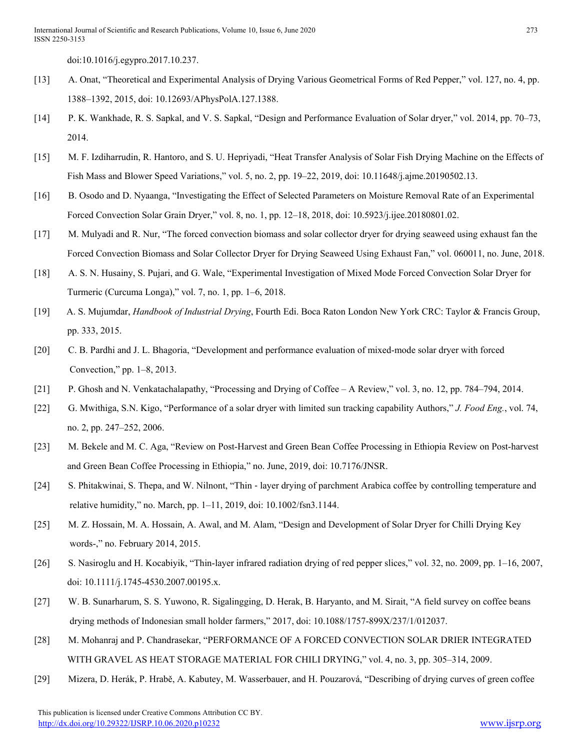doi:10.1016/j.egypro.2017.10.237.

[13] A. Onat, "Theoretical and Experimental Analysis of Drying Various Geometrical Forms of Red Pepper," vol. 127, no. 4, pp. 1388–1392, 2015, doi: 10.12693/APhysPolA.127.1388.

[14] P. K. Wankhade, R. S. Sapkal, and V. S. Sapkal, "Design and Performance Evaluation of Solar dryer," vol. 2014, pp. 70–73, 2014.

[15] M. F. Izdiharrudin, R. Hantoro, and S. U. Hepriyadi, "Heat Transfer Analysis of Solar Fish Drying Machine on the Effects of Fish Mass and Blower Speed Variations," vol. 5, no. 2, pp. 19–22, 2019, doi: 10.11648/j.ajme.20190502.13.

[16] B. Osodo and D. Nyaanga, "Investigating the Effect of Selected Parameters on Moisture Removal Rate of an Experimental Forced Convection Solar Grain Dryer," vol. 8, no. 1, pp. 12–18, 2018, doi: 10.5923/j.ijee.20180801.02.

[17] M. Mulyadi and R. Nur, "The forced convection biomass and solar collector dryer for drying seaweed using exhaust fan the Forced Convection Biomass and Solar Collector Dryer for Drying Seaweed Using Exhaust Fan," vol. 060011, no. June, 2018.

[18] A. S. N. Husainy, S. Pujari, and G. Wale, "Experimental Investigation of Mixed Mode Forced Convection Solar Dryer for Turmeric (Curcuma Longa)," vol. 7, no. 1, pp. 1–6, 2018.

[19] A. S. Mujumdar, *Handbook of Industrial Drying*, Fourth Edi. Boca Raton London New York CRC: Taylor & Francis Group, pp. 333, 2015.

[20] C. B. Pardhi and J. L. Bhagoria, "Development and performance evaluation of mixed-mode solar dryer with forced Convection," pp. 1–8, 2013.

[21] P. Ghosh and N. Venkatachalapathy, "Processing and Drying of Coffee – A Review," vol. 3, no. 12, pp. 784–794, 2014.

[22] G. Mwithiga, S.N. Kigo, "Performance of a solar dryer with limited sun tracking capability Authors," *J. Food Eng.*, vol. 74, no. 2, pp. 247–252, 2006.

[23] M. Bekele and M. C. Aga, "Review on Post-Harvest and Green Bean Coffee Processing in Ethiopia Review on Post-harvest and Green Bean Coffee Processing in Ethiopia," no. June, 2019, doi: 10.7176/JNSR.

[24] S. Phitakwinai, S. Thepa, and W. Nilnont, "Thin - layer drying of parchment Arabica coffee by controlling temperature and relative humidity," no. March, pp. 1–11, 2019, doi: 10.1002/fsn3.1144.

[25] M. Z. Hossain, M. A. Hossain, A. Awal, and M. Alam, "Design and Development of Solar Dryer for Chilli Drying Key words-," no. February 2014, 2015.

[26] S. Nasiroglu and H. Kocabiyik, "Thin-layer infrared radiation drying of red pepper slices," vol. 32, no. 2009, pp. 1–16, 2007, doi: 10.1111/j.1745-4530.2007.00195.x.

[27] W. B. Sunarharum, S. S. Yuwono, R. Sigalingging, D. Herak, B. Haryanto, and M. Sirait, "A field survey on coffee beans drying methods of Indonesian small holder farmers," 2017, doi: 10.1088/1757-899X/237/1/012037.

[28] M. Mohanraj and P. Chandrasekar, "PERFORMANCE OF A FORCED CONVECTION SOLAR DRIER INTEGRATED WITH GRAVEL AS HEAT STORAGE MATERIAL FOR CHILI DRYING," vol. 4, no. 3, pp. 305–314, 2009.

[29] Mizera, D. Herák, P. Hrabě, A. Kabutey, M. Wasserbauer, and H. Pouzarová, "Describing of drying curves of green coffee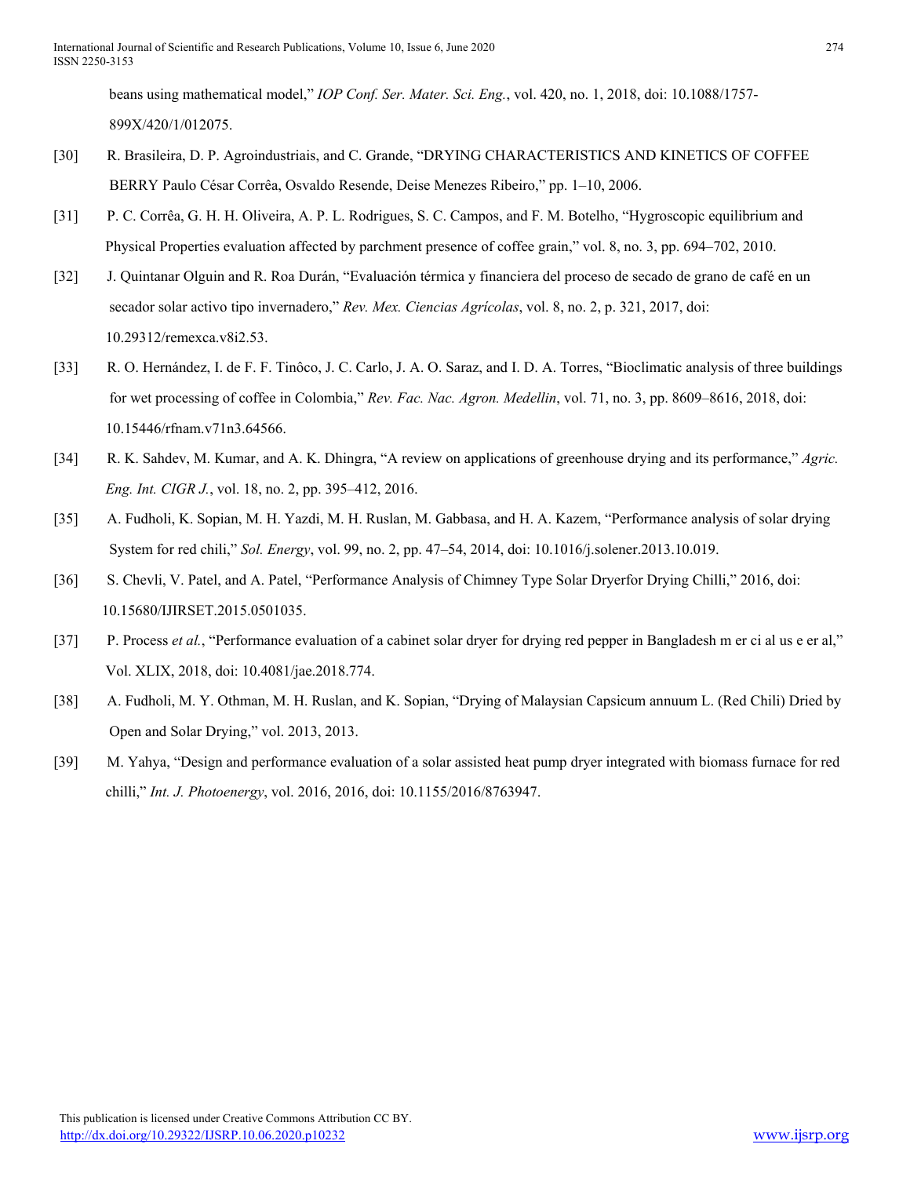beans using mathematical model," *IOP Conf. Ser. Mater. Sci. Eng.*, vol. 420, no. 1, 2018, doi: 10.1088/1757-899X/420/1/012075.

[30] R. Brasileira, D. P. Agroindustriais, and C. Grande, "DRYING CHARACTERISTICS AND KINETICS OF COFFEE BERRY Paulo César Corrêa, Osvaldo Resende, Deise Menezes Ribeiro," pp. 1–10, 2006.

[31] P. C. Corrêa, G. H. H. Oliveira, A. P. L. Rodrigues, S. C. Campos, and F. M. Botelho, "Hygroscopic equilibrium and Physical Properties evaluation affected by parchment presence of coffee grain," vol. 8, no. 3, pp. 694–702, 2010.

[32] J. Quintanar Olguin and R. Roa Durán, "Evaluación térmica y financiera del proceso de secado de grano de café en un secador solar activo tipo invernadero," *Rev. Mex. Ciencias Agrícolas*, vol. 8, no. 2, p. 321, 2017, doi: 10.29312/remexca.v8i2.53.

[33] R. O. Hernández, I. de F. F. Tinôco, J. C. Carlo, J. A. O. Saraz, and I. D. A. Torres, "Bioclimatic analysis of three buildings for wet processing of coffee in Colombia," *Rev. Fac. Nac. Agron. Medellin*, vol. 71, no. 3, pp. 8609–8616, 2018, doi: 10.15446/rfnam.v71n3.64566.

[34] R. K. Sahdev, M. Kumar, and A. K. Dhingra, "A review on applications of greenhouse drying and its performance," *Agric. Eng. Int. CIGR J.*, vol. 18, no. 2, pp. 395–412, 2016.

[35] A. Fudholi, K. Sopian, M. H. Yazdi, M. H. Ruslan, M. Gabbasa, and H. A. Kazem, "Performance analysis of solar drying System for red chili," *Sol. Energy*, vol. 99, no. 2, pp. 47–54, 2014, doi: 10.1016/j.solener.2013.10.019.

[36] S. Chevli, V. Patel, and A. Patel, "Performance Analysis of Chimney Type Solar Dryerfor Drying Chilli," 2016, doi: 10.15680/IJIRSET.2015.0501035.

[37] P. Process *et al.*, "Performance evaluation of a cabinet solar dryer for drying red pepper in Bangladesh m er ci al us e er al," Vol. XLIX, 2018, doi: 10.4081/jae.2018.774.

[38] A. Fudholi, M. Y. Othman, M. H. Ruslan, and K. Sopian, "Drying of Malaysian Capsicum annuum L. (Red Chili) Dried by Open and Solar Drying," vol. 2013, 2013.

[39] M. Yahya, "Design and performance evaluation of a solar assisted heat pump dryer integrated with biomass furnace for red chilli," *Int. J. Photoenergy*, vol. 2016, 2016, doi: 10.1155/2016/8763947.